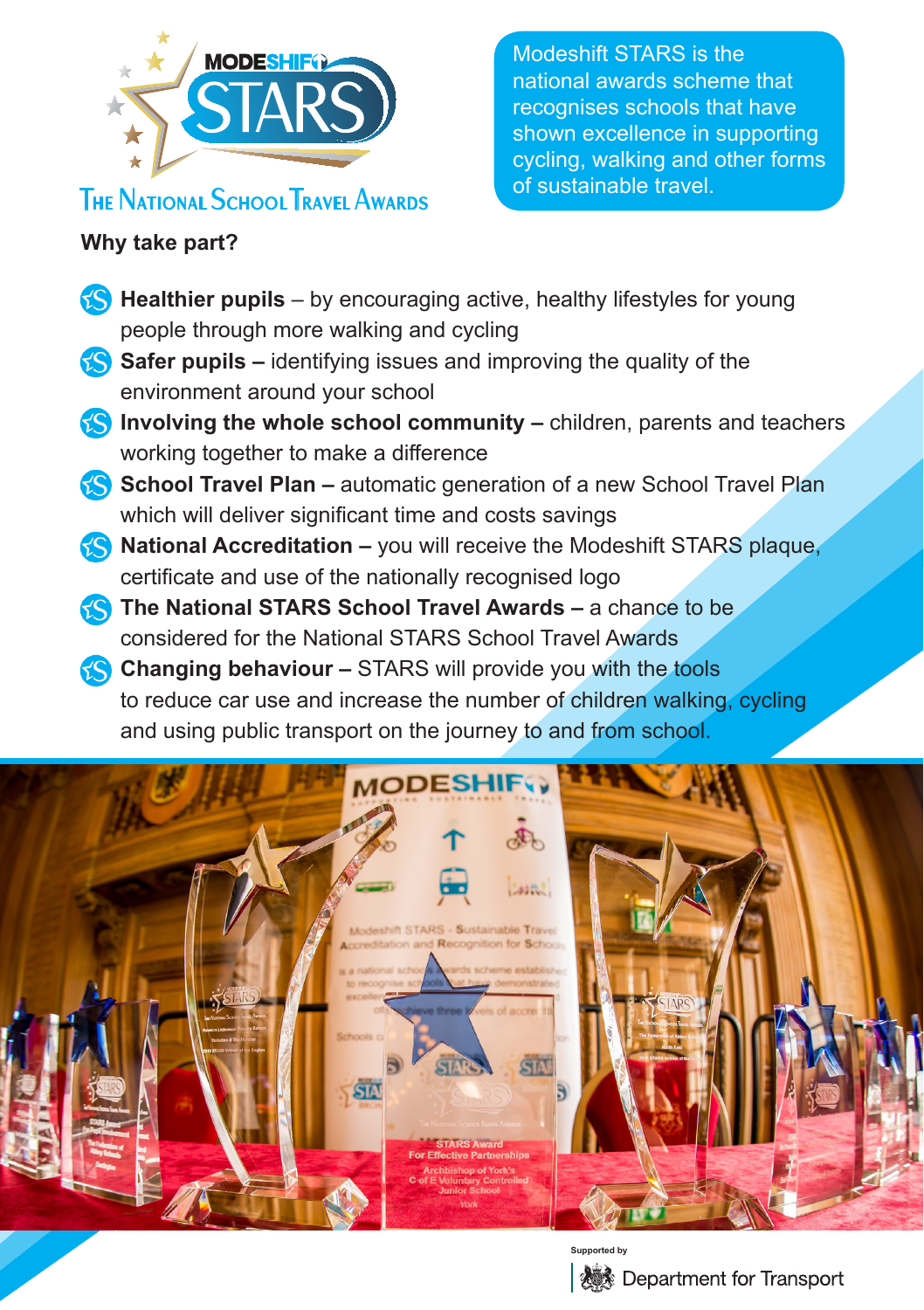# MODESHIFT STARS

## The National School Travel Awards

Modeshift STARS is the national awards scheme that recognises schools that have shown excellence in supporting cycling, walking and other forms of sustainable travel.

**Why take part?**

- **Healthier pupils** – by encouraging active, healthy lifestyles for young people through more walking and cycling
- **Safer pupils –** identifying issues and improving the quality of the environment around your school
- **Involving the whole school community –** children, parents and teachers working together to make a difference
- **School Travel Plan –** automatic generation of a new School Travel Plan which will deliver significant time and costs savings
- **National Accreditation –** you will receive the Modeshift STARS plaque, certificate and use of the nationally recognised logo
- **The National STARS School Travel Awards –** a chance to be considered for the National STARS School Travel Awards
- **Changing behaviour –** STARS will provide you with the tools to reduce car use and increase the number of children walking, cycling and using public transport on the journey to and from school.

Supported by

Department for Transport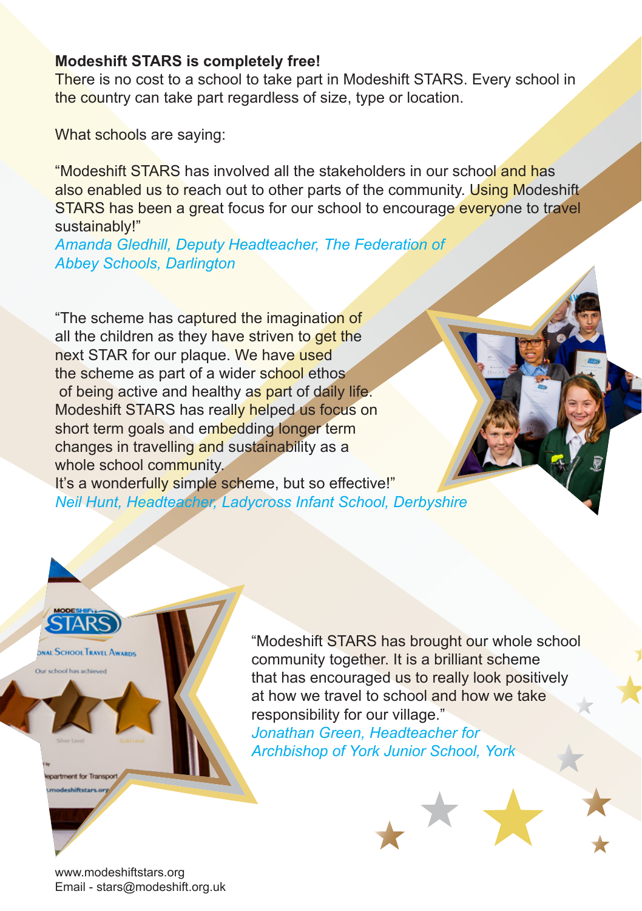**Modeshift STARS is completely free!**

There is no cost to a school to take part in Modeshift STARS. Every school in the country can take part regardless of size, type or location.

What schools are saying:

"Modeshift STARS has involved all the stakeholders in our school and has also enabled us to reach out to other parts of the community. Using Modeshift STARS has been a great focus for our school to encourage everyone to travel sustainably!"

*Amanda Gledhill, Deputy Headteacher, The Federation of Abbey Schools, Darlington*

"The scheme has captured the imagination of all the children as they have striven to get the next STAR for our plaque. We have used the scheme as part of a wider school ethos of being active and healthy as part of daily life. Modeshift STARS has really helped us focus on short term goals and embedding longer term changes in travelling and sustainability as a whole school community.

It's a wonderfully simple scheme, but so effective!"

*Neil Hunt, Headteacher, Ladycross Infant School, Derbyshire*

"Modeshift STARS has brought our whole school community together. It is a brilliant scheme that has encouraged us to really look positively at how we travel to school and how we take responsibility for our village."

*Jonathan Green, Headteacher for Archbishop of York Junior School, York*

www.modeshiftstars.org

Email - stars@modeshift.org.uk